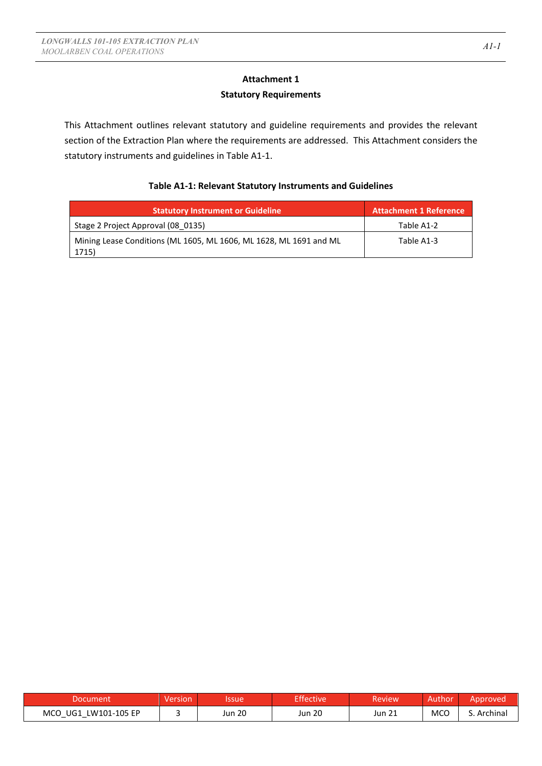# Attachment 1
## Statutory Requirements

This Attachment outlines relevant statutory and guideline requirements and provides the relevant section of the Extraction Plan where the requirements are addressed. This Attachment considers the statutory instruments and guidelines in Table A1-1.

**Table A1-1: Relevant Statutory Instruments and Guidelines**

| Statutory Instrument or Guideline | Attachment 1 Reference |
|---|---|
| Stage 2 Project Approval (08_0135) | Table A1-2 |
| Mining Lease Conditions (ML 1605, ML 1606, ML 1628, ML 1691 and ML 1715) | Table A1-3 |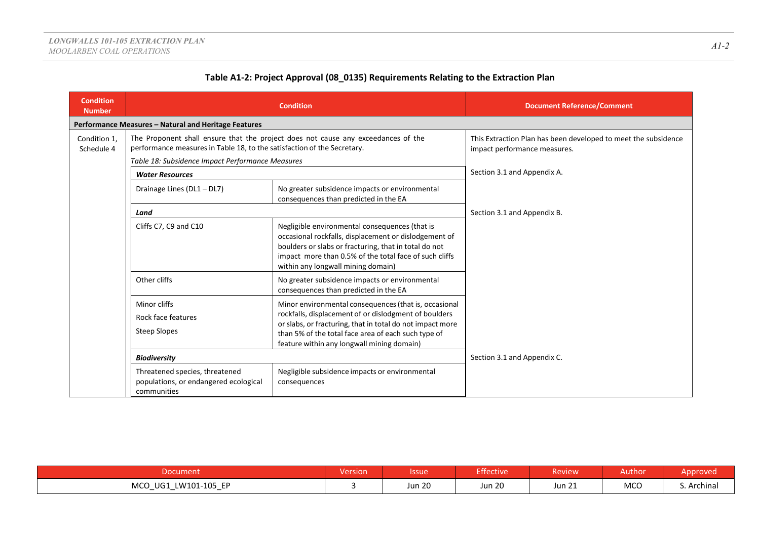**Table A1-2: Project Approval (08_0135) Requirements Relating to the Extraction Plan**

| Condition Number | Condition | | Document Reference/Comment |
|---|---|---|---|
| **Performance Measures – Natural and Heritage Features** | | | |
| Condition 1, Schedule 4 | The Proponent shall ensure that the project does not cause any exceedances of the performance measures in Table 18, to the satisfaction of the Secretary. *Table 18: Subsidence Impact Performance Measures* | | This Extraction Plan has been developed to meet the subsidence impact performance measures. |
| | ***Water Resources*** | | Section 3.1 and Appendix A. |
| | Drainage Lines (DL1 – DL7) | No greater subsidence impacts or environmental consequences than predicted in the EA | |
| | ***Land*** | | Section 3.1 and Appendix B. |
| | Cliffs C7, C9 and C10 | Negligible environmental consequences (that is occasional rockfalls, displacement or dislodgement of boulders or slabs or fracturing, that in total do not impact more than 0.5% of the total face of such cliffs within any longwall mining domain) | |
| | Other cliffs | No greater subsidence impacts or environmental consequences than predicted in the EA | |
| | Minor cliffs<br>Rock face features<br>Steep Slopes | Minor environmental consequences (that is, occasional rockfalls, displacement of or dislodgment of boulders or slabs, or fracturing, that in total do not impact more than 5% of the total face area of each such type of feature within any longwall mining domain) | |
| | ***Biodiversity*** | | Section 3.1 and Appendix C. |
| | Threatened species, threatened populations, or endangered ecological communities | Negligible subsidence impacts or environmental consequences | |

| Document | Version | Issue | Effective | Review | Author | Approved |
|---|---|---|---|---|---|---|
| MCO_UG1_LW101-105_EP | 3 | Jun 20 | Jun 20 | Jun 21 | MCO | S. Archinal |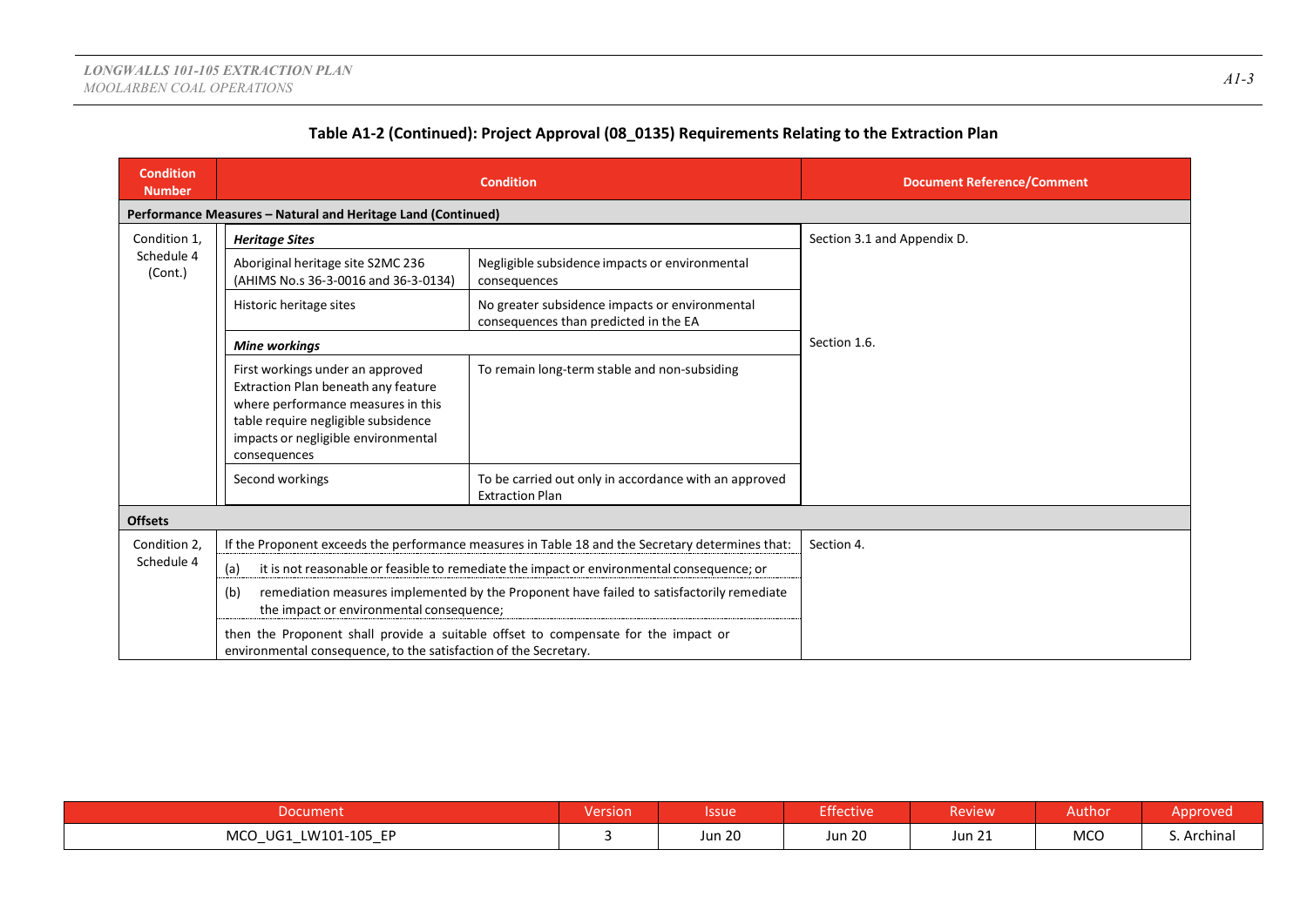**Table A1-2 (Continued): Project Approval (08_0135) Requirements Relating to the Extraction Plan**

| Condition Number | Condition | | Document Reference/Comment |
|---|---|---|---|
| **Performance Measures – Natural and Heritage Land (Continued)** | | | |
| Condition 1, Schedule 4 (Cont.) | ***Heritage Sites*** | | Section 3.1 and Appendix D. |
| | Aboriginal heritage site S2MC 236 (AHIMS No.s 36-3-0016 and 36-3-0134) | Negligible subsidence impacts or environmental consequences | |
| | Historic heritage sites | No greater subsidence impacts or environmental consequences than predicted in the EA | |
| | ***Mine workings*** | | Section 1.6. |
| | First workings under an approved Extraction Plan beneath any feature where performance measures in this table require negligible subsidence impacts or negligible environmental consequences | To remain long-term stable and non-subsiding | |
| | Second workings | To be carried out only in accordance with an approved Extraction Plan | |
| **Offsets** | | | |
| Condition 2, Schedule 4 | If the Proponent exceeds the performance measures in Table 18 and the Secretary determines that:<br>(a) it is not reasonable or feasible to remediate the impact or environmental consequence; or<br>(b) remediation measures implemented by the Proponent have failed to satisfactorily remediate the impact or environmental consequence;<br>then the Proponent shall provide a suitable offset to compensate for the impact or environmental consequence, to the satisfaction of the Secretary. | | Section 4. |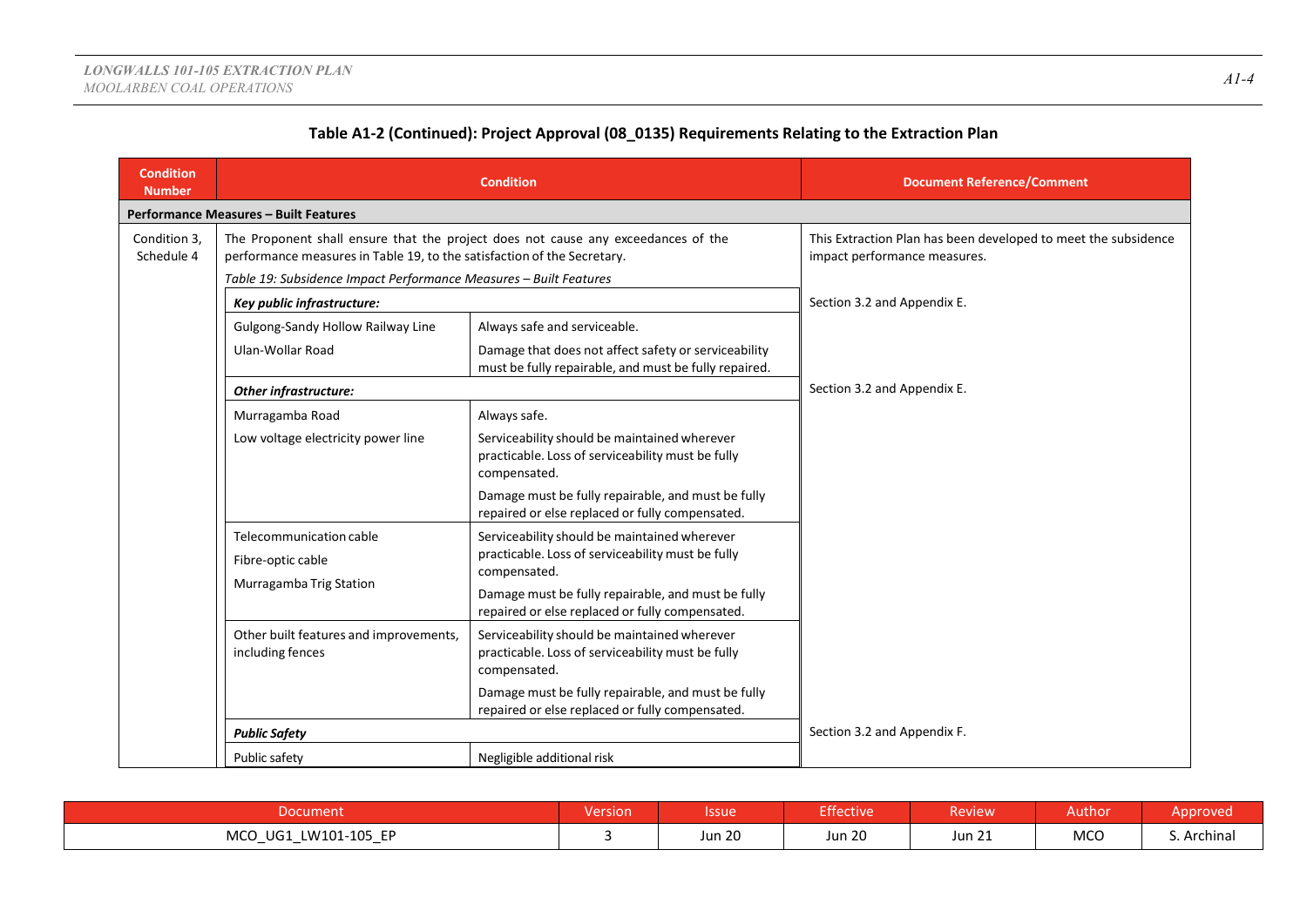**Table A1-2 (Continued): Project Approval (08_0135) Requirements Relating to the Extraction Plan**

| Condition Number | Condition | | Document Reference/Comment |
|---|---|---|---|
| **Performance Measures – Built Features** | | | |
| Condition 3, Schedule 4 | The Proponent shall ensure that the project does not cause any exceedances of the performance measures in Table 19, to the satisfaction of the Secretary. *Table 19: Subsidence Impact Performance Measures – Built Features* | | This Extraction Plan has been developed to meet the subsidence impact performance measures. |
| | ***Key public infrastructure:*** | | Section 3.2 and Appendix E. |
| | Gulgong-Sandy Hollow Railway Line<br>Ulan-Wollar Road | Always safe and serviceable.<br>Damage that does not affect safety or serviceability must be fully repairable, and must be fully repaired. | |
| | ***Other infrastructure:*** | | Section 3.2 and Appendix E. |
| | Murragamba Road<br>Low voltage electricity power line | Always safe.<br>Serviceability should be maintained wherever practicable. Loss of serviceability must be fully compensated.<br>Damage must be fully repairable, and must be fully repaired or else replaced or fully compensated. | |
| | Telecommunication cable<br>Fibre-optic cable<br>Murragamba Trig Station | Serviceability should be maintained wherever practicable. Loss of serviceability must be fully compensated.<br>Damage must be fully repairable, and must be fully repaired or else replaced or fully compensated. | |
| | Other built features and improvements, including fences | Serviceability should be maintained wherever practicable. Loss of serviceability must be fully compensated.<br>Damage must be fully repairable, and must be fully repaired or else replaced or fully compensated. | |
| | ***Public Safety*** | | Section 3.2 and Appendix F. |
| | Public safety | Negligible additional risk | |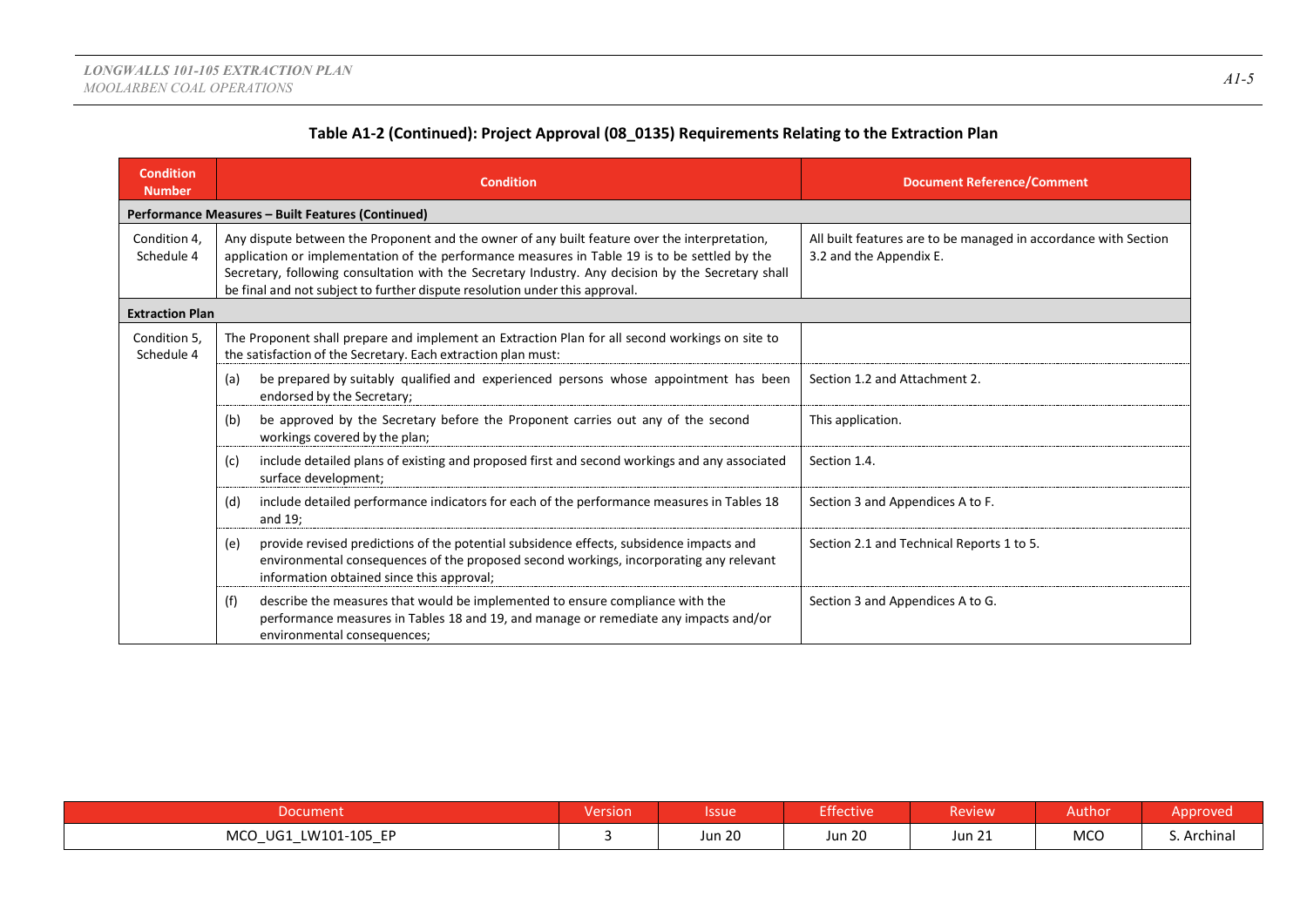**Table A1-2 (Continued): Project Approval (08_0135) Requirements Relating to the Extraction Plan**

| Condition Number | Condition | Document Reference/Comment |
|---|---|---|
| **Performance Measures – Built Features (Continued)** | | |
| Condition 4, Schedule 4 | Any dispute between the Proponent and the owner of any built feature over the interpretation, application or implementation of the performance measures in Table 19 is to be settled by the Secretary, following consultation with the Secretary Industry. Any decision by the Secretary shall be final and not subject to further dispute resolution under this approval. | All built features are to be managed in accordance with Section 3.2 and the Appendix E. |
| **Extraction Plan** | | |
| Condition 5, Schedule 4 | The Proponent shall prepare and implement an Extraction Plan for all second workings on site to the satisfaction of the Secretary. Each extraction plan must: | |
| | (a) be prepared by suitably qualified and experienced persons whose appointment has been endorsed by the Secretary; | Section 1.2 and Attachment 2. |
| | (b) be approved by the Secretary before the Proponent carries out any of the second workings covered by the plan; | This application. |
| | (c) include detailed plans of existing and proposed first and second workings and any associated surface development; | Section 1.4. |
| | (d) include detailed performance indicators for each of the performance measures in Tables 18 and 19; | Section 3 and Appendices A to F. |
| | (e) provide revised predictions of the potential subsidence effects, subsidence impacts and environmental consequences of the proposed second workings, incorporating any relevant information obtained since this approval; | Section 2.1 and Technical Reports 1 to 5. |
| | (f) describe the measures that would be implemented to ensure compliance with the performance measures in Tables 18 and 19, and manage or remediate any impacts and/or environmental consequences; | Section 3 and Appendices A to G. |

| Document | Version | Issue | Effective | Review | Author | Approved |
|---|---|---|---|---|---|---|
| MCO_UG1_LW101-105_EP | 3 | Jun 20 | Jun 20 | Jun 21 | MCO | S. Archinal |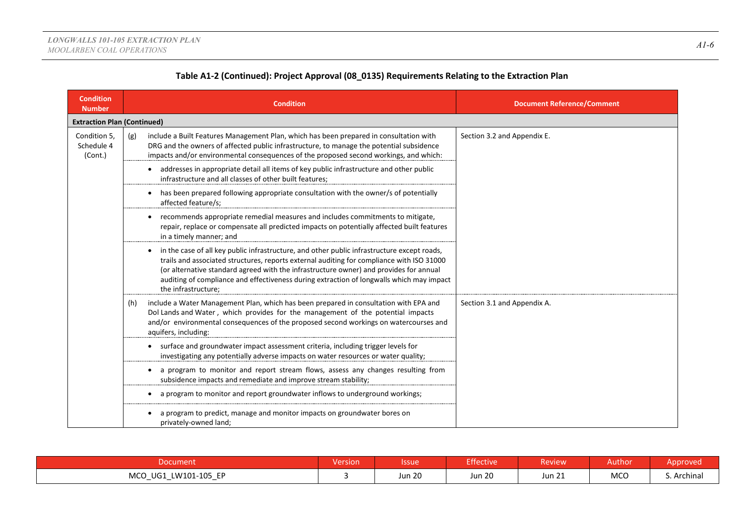**Table A1-2 (Continued): Project Approval (08_0135) Requirements Relating to the Extraction Plan**

| Condition Number | Condition | Document Reference/Comment |
|---|---|---|
| **Extraction Plan (Continued)** | | |
| Condition 5, Schedule 4 (Cont.) | (g) include a Built Features Management Plan, which has been prepared in consultation with DRG and the owners of affected public infrastructure, to manage the potential subsidence impacts and/or environmental consequences of the proposed second workings, and which: | Section 3.2 and Appendix E. |
| | • addresses in appropriate detail all items of key public infrastructure and other public infrastructure and all classes of other built features; | |
| | • has been prepared following appropriate consultation with the owner/s of potentially affected feature/s; | |
| | • recommends appropriate remedial measures and includes commitments to mitigate, repair, replace or compensate all predicted impacts on potentially affected built features in a timely manner; and | |
| | • in the case of all key public infrastructure, and other public infrastructure except roads, trails and associated structures, reports external auditing for compliance with ISO 31000 (or alternative standard agreed with the infrastructure owner) and provides for annual auditing of compliance and effectiveness during extraction of longwalls which may impact the infrastructure; | |
| | (h) include a Water Management Plan, which has been prepared in consultation with EPA and DoI Lands and Water , which provides for the management of the potential impacts and/or environmental consequences of the proposed second workings on watercourses and aquifers, including: | Section 3.1 and Appendix A. |
| | • surface and groundwater impact assessment criteria, including trigger levels for investigating any potentially adverse impacts on water resources or water quality; | |
| | • a program to monitor and report stream flows, assess any changes resulting from subsidence impacts and remediate and improve stream stability; | |
| | • a program to monitor and report groundwater inflows to underground workings; | |
| | • a program to predict, manage and monitor impacts on groundwater bores on privately-owned land; | |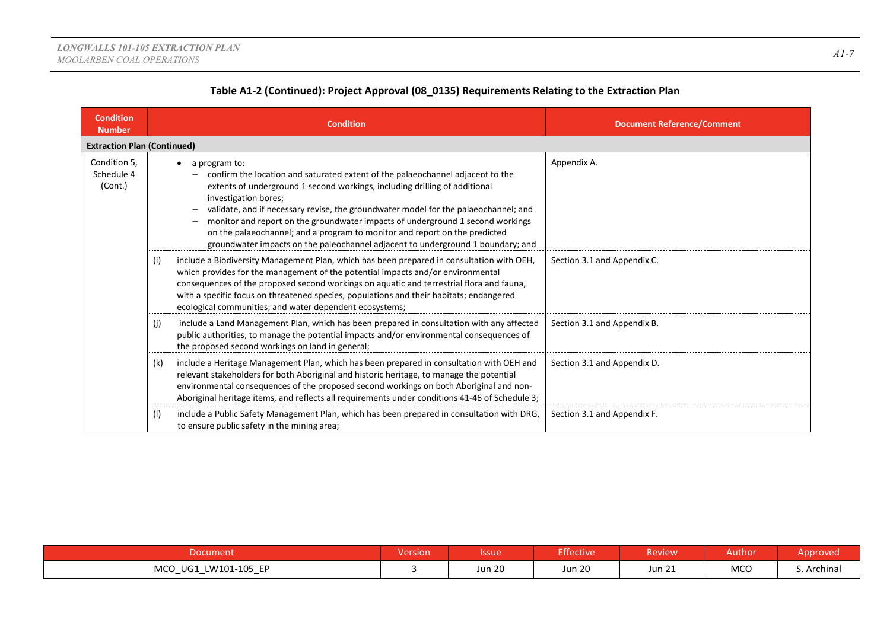**Table A1-2 (Continued): Project Approval (08_0135) Requirements Relating to the Extraction Plan**

| Condition Number | Condition | Document Reference/Comment |
|---|---|---|
| **Extraction Plan (Continued)** | | |
| Condition 5, Schedule 4 (Cont.) | • a program to: – confirm the location and saturated extent of the palaeochannel adjacent to the extents of underground 1 second workings, including drilling of additional investigation bores; – validate, and if necessary revise, the groundwater model for the palaeochannel; and – monitor and report on the groundwater impacts of underground 1 second workings on the palaeochannel; and a program to monitor and report on the predicted groundwater impacts on the paleochannel adjacent to underground 1 boundary; and | Appendix A. |
| | (i) include a Biodiversity Management Plan, which has been prepared in consultation with OEH, which provides for the management of the potential impacts and/or environmental consequences of the proposed second workings on aquatic and terrestrial flora and fauna, with a specific focus on threatened species, populations and their habitats; endangered ecological communities; and water dependent ecosystems; | Section 3.1 and Appendix C. |
| | (j) include a Land Management Plan, which has been prepared in consultation with any affected public authorities, to manage the potential impacts and/or environmental consequences of the proposed second workings on land in general; | Section 3.1 and Appendix B. |
| | (k) include a Heritage Management Plan, which has been prepared in consultation with OEH and relevant stakeholders for both Aboriginal and historic heritage, to manage the potential environmental consequences of the proposed second workings on both Aboriginal and non-Aboriginal heritage items, and reflects all requirements under conditions 41-46 of Schedule 3; | Section 3.1 and Appendix D. |
| | (l) include a Public Safety Management Plan, which has been prepared in consultation with DRG, to ensure public safety in the mining area; | Section 3.1 and Appendix F. |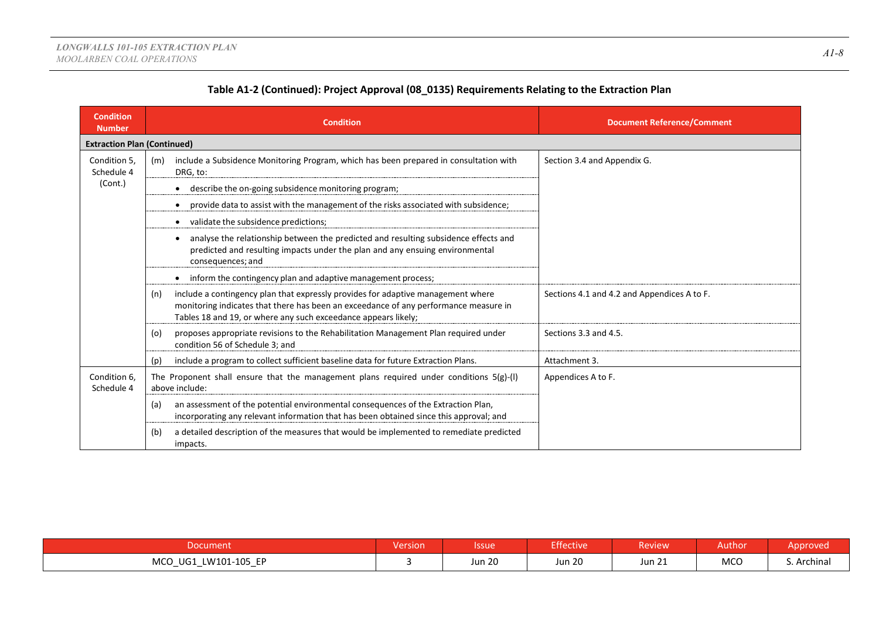**Table A1-2 (Continued): Project Approval (08_0135) Requirements Relating to the Extraction Plan**

| Condition Number | Condition | Document Reference/Comment |
|---|---|---|
| **Extraction Plan (Continued)** | | |
| Condition 5, Schedule 4 (Cont.) | (m) include a Subsidence Monitoring Program, which has been prepared in consultation with DRG, to: | Section 3.4 and Appendix G. |
| | • describe the on-going subsidence monitoring program; | |
| | • provide data to assist with the management of the risks associated with subsidence; | |
| | • validate the subsidence predictions; | |
| | • analyse the relationship between the predicted and resulting subsidence effects and predicted and resulting impacts under the plan and any ensuing environmental consequences; and | |
| | • inform the contingency plan and adaptive management process; | |
| | (n) include a contingency plan that expressly provides for adaptive management where monitoring indicates that there has been an exceedance of any performance measure in Tables 18 and 19, or where any such exceedance appears likely; | Sections 4.1 and 4.2 and Appendices A to F. |
| | (o) proposes appropriate revisions to the Rehabilitation Management Plan required under condition 56 of Schedule 3; and | Sections 3.3 and 4.5. |
| | (p) include a program to collect sufficient baseline data for future Extraction Plans. | Attachment 3. |
| Condition 6, Schedule 4 | The Proponent shall ensure that the management plans required under conditions 5(g)-(l) above include: | Appendices A to F. |
| | (a) an assessment of the potential environmental consequences of the Extraction Plan, incorporating any relevant information that has been obtained since this approval; and | |
| | (b) a detailed description of the measures that would be implemented to remediate predicted impacts. | |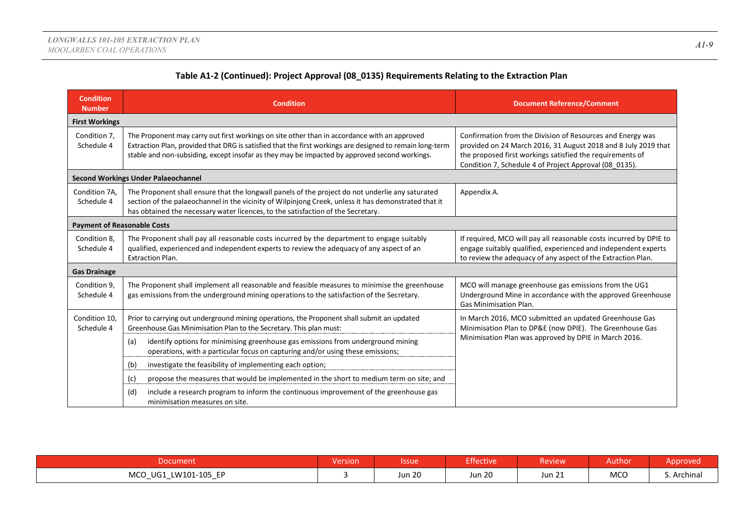**Table A1-2 (Continued): Project Approval (08_0135) Requirements Relating to the Extraction Plan**

| Condition Number | Condition | Document Reference/Comment |
|---|---|---|
| **First Workings** | | |
| Condition 7, Schedule 4 | The Proponent may carry out first workings on site other than in accordance with an approved Extraction Plan, provided that DRG is satisfied that the first workings are designed to remain long-term stable and non-subsiding, except insofar as they may be impacted by approved second workings. | Confirmation from the Division of Resources and Energy was provided on 24 March 2016, 31 August 2018 and 8 July 2019 that the proposed first workings satisfied the requirements of Condition 7, Schedule 4 of Project Approval (08_0135). |
| **Second Workings Under Palaeochannel** | | |
| Condition 7A, Schedule 4 | The Proponent shall ensure that the longwall panels of the project do not underlie any saturated section of the palaeochannel in the vicinity of Wilpinjong Creek, unless it has demonstrated that it has obtained the necessary water licences, to the satisfaction of the Secretary. | Appendix A. |
| **Payment of Reasonable Costs** | | |
| Condition 8, Schedule 4 | The Proponent shall pay all reasonable costs incurred by the department to engage suitably qualified, experienced and independent experts to review the adequacy of any aspect of an Extraction Plan. | If required, MCO will pay all reasonable costs incurred by DPIE to engage suitably qualified, experienced and independent experts to review the adequacy of any aspect of the Extraction Plan. |
| **Gas Drainage** | | |
| Condition 9, Schedule 4 | The Proponent shall implement all reasonable and feasible measures to minimise the greenhouse gas emissions from the underground mining operations to the satisfaction of the Secretary. | MCO will manage greenhouse gas emissions from the UG1 Underground Mine in accordance with the approved Greenhouse Gas Minimisation Plan. |
| Condition 10, Schedule 4 | Prior to carrying out underground mining operations, the Proponent shall submit an updated Greenhouse Gas Minimisation Plan to the Secretary. This plan must:<br>(a) identify options for minimising greenhouse gas emissions from underground mining operations, with a particular focus on capturing and/or using these emissions;<br>(b) investigate the feasibility of implementing each option;<br>(c) propose the measures that would be implemented in the short to medium term on site; and<br>(d) include a research program to inform the continuous improvement of the greenhouse gas minimisation measures on site. | In March 2016, MCO submitted an updated Greenhouse Gas Minimisation Plan to DP&E (now DPIE). The Greenhouse Gas Minimisation Plan was approved by DPIE in March 2016. |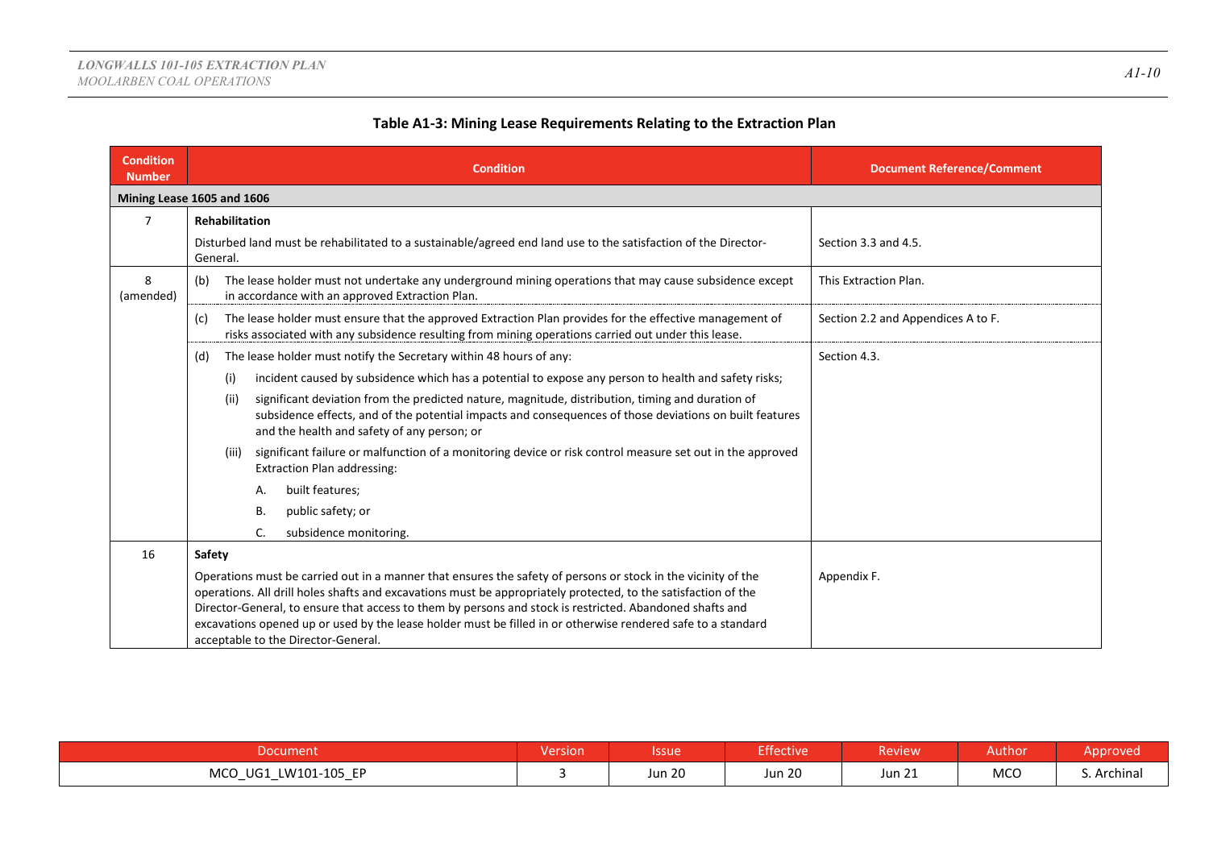**Table A1-3: Mining Lease Requirements Relating to the Extraction Plan**

| Condition Number | Condition | Document Reference/Comment |
|---|---|---|
| **Mining Lease 1605 and 1606** | | |
| 7 | **Rehabilitation** | |
| | Disturbed land must be rehabilitated to a sustainable/agreed end land use to the satisfaction of the Director-General. | Section 3.3 and 4.5. |
| 8 (amended) | (b) The lease holder must not undertake any underground mining operations that may cause subsidence except in accordance with an approved Extraction Plan. | This Extraction Plan. |
| | (c) The lease holder must ensure that the approved Extraction Plan provides for the effective management of risks associated with any subsidence resulting from mining operations carried out under this lease. | Section 2.2 and Appendices A to F. |
| | (d) The lease holder must notify the Secretary within 48 hours of any:<br>(i) incident caused by subsidence which has a potential to expose any person to health and safety risks;<br>(ii) significant deviation from the predicted nature, magnitude, distribution, timing and duration of subsidence effects, and of the potential impacts and consequences of those deviations on built features and the health and safety of any person; or<br>(iii) significant failure or malfunction of a monitoring device or risk control measure set out in the approved Extraction Plan addressing:<br>A. built features;<br>B. public safety; or<br>C. subsidence monitoring. | Section 4.3. |
| 16 | **Safety** | |
| | Operations must be carried out in a manner that ensures the safety of persons or stock in the vicinity of the operations. All drill holes shafts and excavations must be appropriately protected, to the satisfaction of the Director-General, to ensure that access to them by persons and stock is restricted. Abandoned shafts and excavations opened up or used by the lease holder must be filled in or otherwise rendered safe to a standard acceptable to the Director-General. | Appendix F. |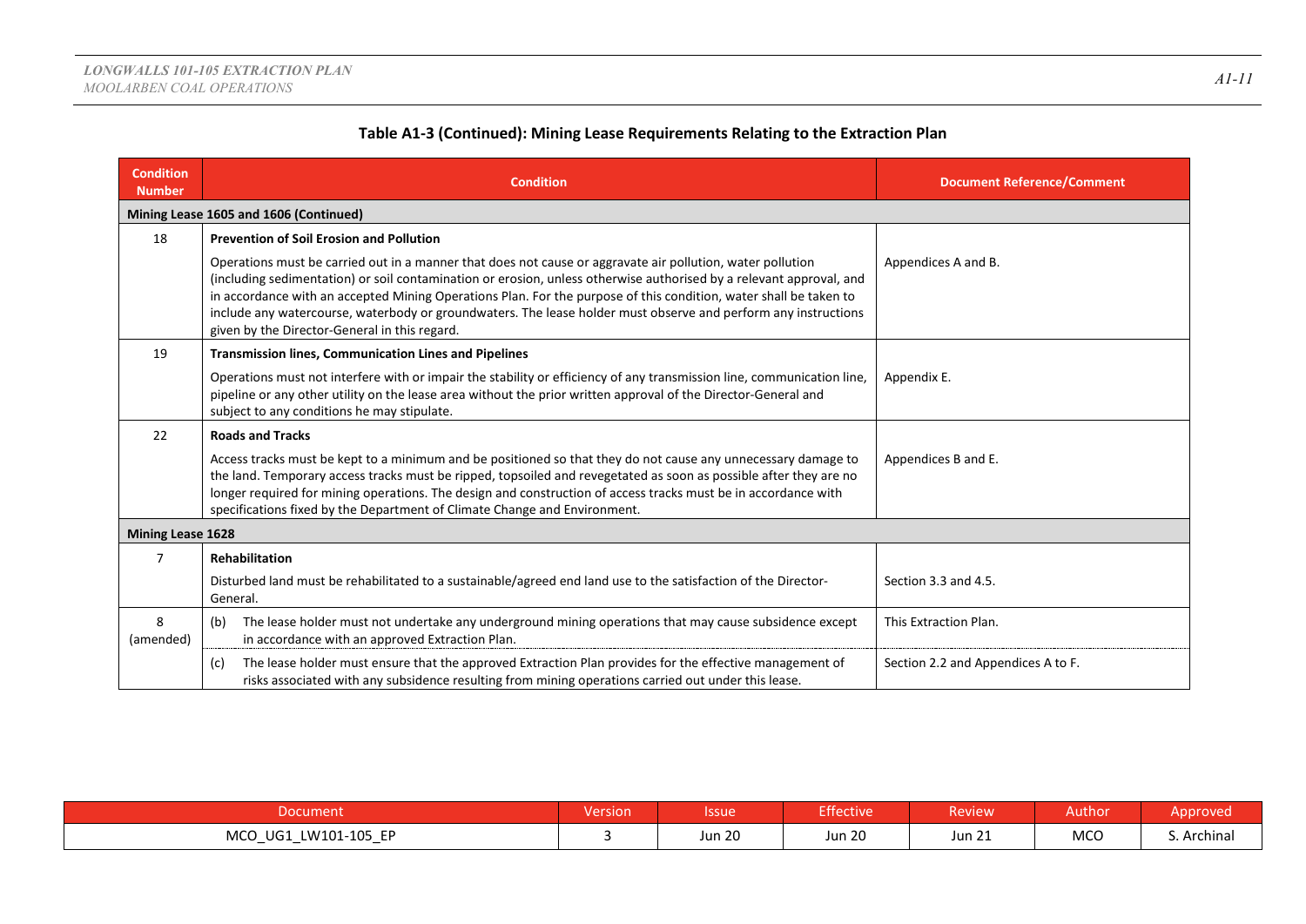**Table A1-3 (Continued): Mining Lease Requirements Relating to the Extraction Plan**

| Condition Number | Condition | Document Reference/Comment |
|---|---|---|
| **Mining Lease 1605 and 1606 (Continued)** | | |
| 18 | **Prevention of Soil Erosion and Pollution**<br><br>Operations must be carried out in a manner that does not cause or aggravate air pollution, water pollution (including sedimentation) or soil contamination or erosion, unless otherwise authorised by a relevant approval, and in accordance with an accepted Mining Operations Plan. For the purpose of this condition, water shall be taken to include any watercourse, waterbody or groundwaters. The lease holder must observe and perform any instructions given by the Director-General in this regard. | Appendices A and B. |
| 19 | **Transmission lines, Communication Lines and Pipelines**<br><br>Operations must not interfere with or impair the stability or efficiency of any transmission line, communication line, pipeline or any other utility on the lease area without the prior written approval of the Director-General and subject to any conditions he may stipulate. | Appendix E. |
| 22 | **Roads and Tracks**<br><br>Access tracks must be kept to a minimum and be positioned so that they do not cause any unnecessary damage to the land. Temporary access tracks must be ripped, topsoiled and revegetated as soon as possible after they are no longer required for mining operations. The design and construction of access tracks must be in accordance with specifications fixed by the Department of Climate Change and Environment. | Appendices B and E. |
| **Mining Lease 1628** | | |
| 7 | **Rehabilitation**<br><br>Disturbed land must be rehabilitated to a sustainable/agreed end land use to the satisfaction of the Director-General. | Section 3.3 and 4.5. |
| 8 (amended) | (b) The lease holder must not undertake any underground mining operations that may cause subsidence except in accordance with an approved Extraction Plan. | This Extraction Plan. |
| | (c) The lease holder must ensure that the approved Extraction Plan provides for the effective management of risks associated with any subsidence resulting from mining operations carried out under this lease. | Section 2.2 and Appendices A to F. |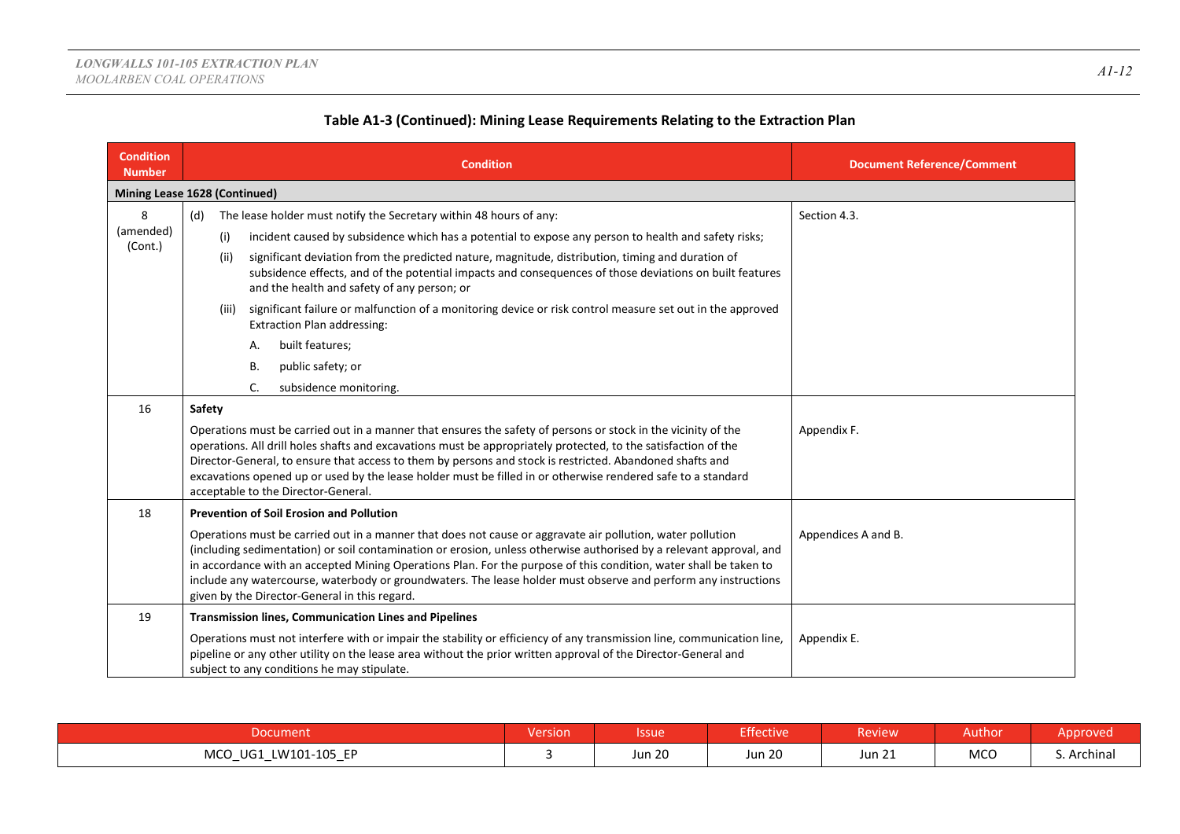**Table A1-3 (Continued): Mining Lease Requirements Relating to the Extraction Plan**

| Condition Number | Condition | Document Reference/Comment |
|---|---|---|
| **Mining Lease 1628 (Continued)** | | |
| 8 (amended) (Cont.) | (d) The lease holder must notify the Secretary within 48 hours of any:<br>(i) incident caused by subsidence which has a potential to expose any person to health and safety risks;<br>(ii) significant deviation from the predicted nature, magnitude, distribution, timing and duration of subsidence effects, and of the potential impacts and consequences of those deviations on built features and the health and safety of any person; or<br>(iii) significant failure or malfunction of a monitoring device or risk control measure set out in the approved Extraction Plan addressing:<br>A. built features;<br>B. public safety; or<br>C. subsidence monitoring. | Section 4.3. |
| 16 | **Safety**<br>Operations must be carried out in a manner that ensures the safety of persons or stock in the vicinity of the operations. All drill holes shafts and excavations must be appropriately protected, to the satisfaction of the Director-General, to ensure that access to them by persons and stock is restricted. Abandoned shafts and excavations opened up or used by the lease holder must be filled in or otherwise rendered safe to a standard acceptable to the Director-General. | Appendix F. |
| 18 | **Prevention of Soil Erosion and Pollution**<br>Operations must be carried out in a manner that does not cause or aggravate air pollution, water pollution (including sedimentation) or soil contamination or erosion, unless otherwise authorised by a relevant approval, and in accordance with an accepted Mining Operations Plan. For the purpose of this condition, water shall be taken to include any watercourse, waterbody or groundwaters. The lease holder must observe and perform any instructions given by the Director-General in this regard. | Appendices A and B. |
| 19 | **Transmission lines, Communication Lines and Pipelines**<br>Operations must not interfere with or impair the stability or efficiency of any transmission line, communication line, pipeline or any other utility on the lease area without the prior written approval of the Director-General and subject to any conditions he may stipulate. | Appendix E. |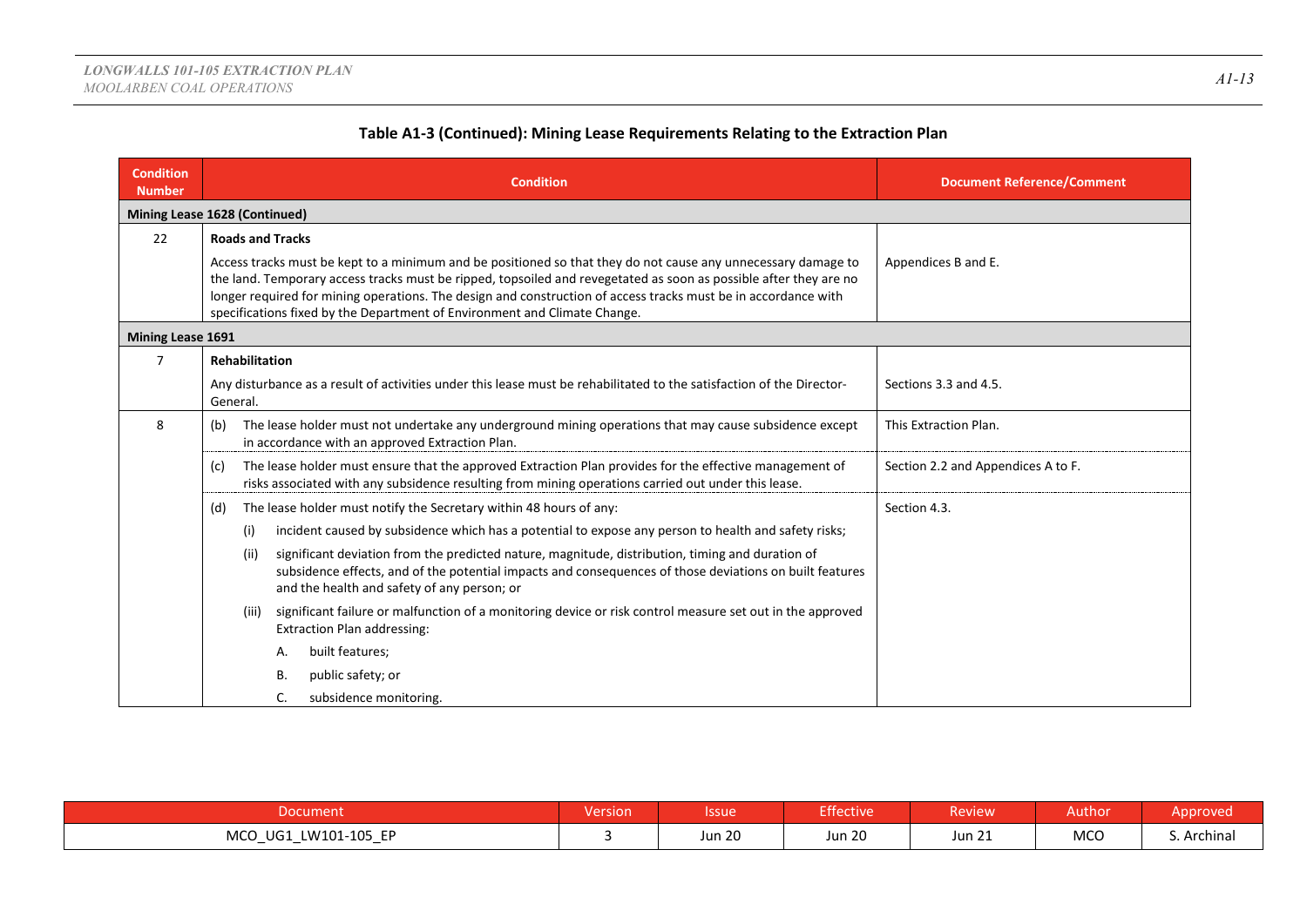**Table A1-3 (Continued): Mining Lease Requirements Relating to the Extraction Plan**

| Condition Number | Condition | Document Reference/Comment |
|---|---|---|
| **Mining Lease 1628 (Continued)** | | |
| 22 | **Roads and Tracks**<br>Access tracks must be kept to a minimum and be positioned so that they do not cause any unnecessary damage to the land. Temporary access tracks must be ripped, topsoiled and revegetated as soon as possible after they are no longer required for mining operations. The design and construction of access tracks must be in accordance with specifications fixed by the Department of Environment and Climate Change. | Appendices B and E. |
| **Mining Lease 1691** | | |
| 7 | **Rehabilitation**<br>Any disturbance as a result of activities under this lease must be rehabilitated to the satisfaction of the Director-General. | Sections 3.3 and 4.5. |
| 8 | (b) The lease holder must not undertake any underground mining operations that may cause subsidence except in accordance with an approved Extraction Plan. | This Extraction Plan. |
| | (c) The lease holder must ensure that the approved Extraction Plan provides for the effective management of risks associated with any subsidence resulting from mining operations carried out under this lease. | Section 2.2 and Appendices A to F. |
| | (d) The lease holder must notify the Secretary within 48 hours of any:<br>(i) incident caused by subsidence which has a potential to expose any person to health and safety risks;<br>(ii) significant deviation from the predicted nature, magnitude, distribution, timing and duration of subsidence effects, and of the potential impacts and consequences of those deviations on built features and the health and safety of any person; or<br>(iii) significant failure or malfunction of a monitoring device or risk control measure set out in the approved Extraction Plan addressing:<br>A. built features;<br>B. public safety; or<br>C. subsidence monitoring. | Section 4.3. |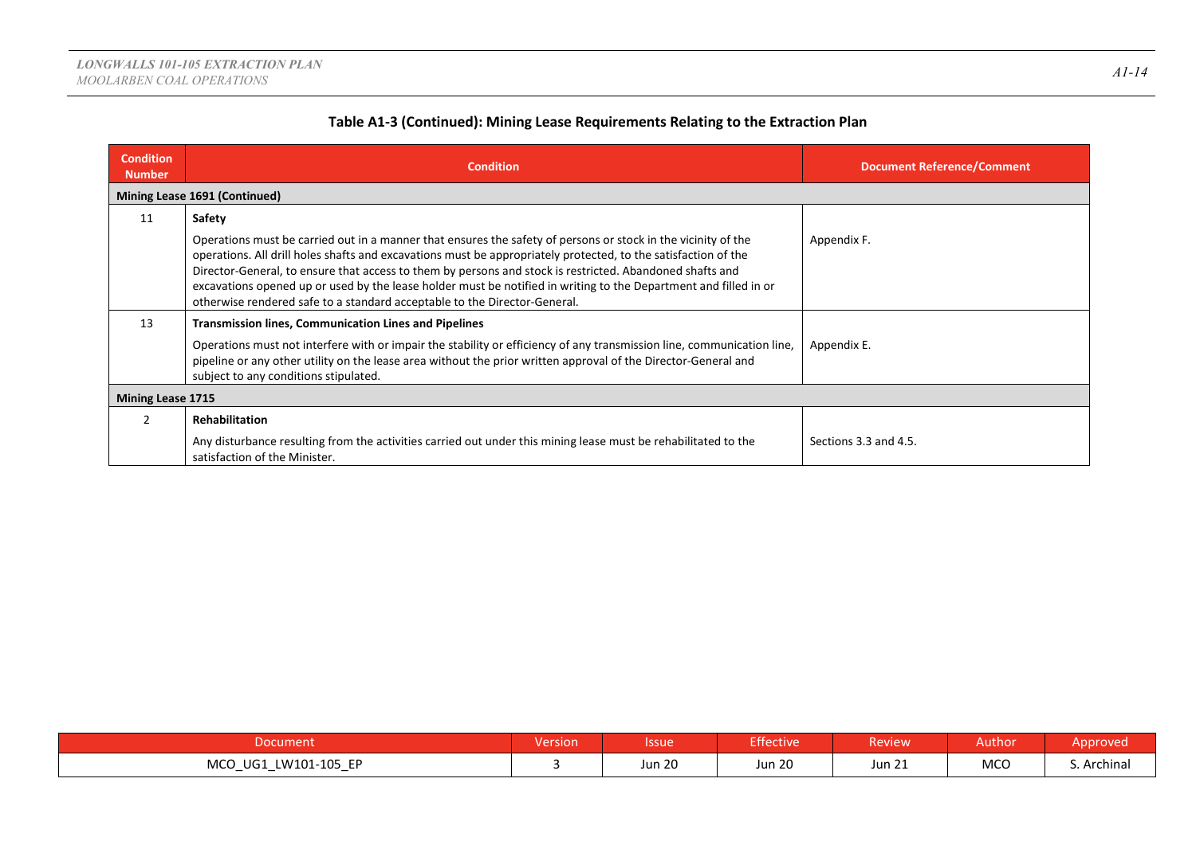**Table A1-3 (Continued): Mining Lease Requirements Relating to the Extraction Plan**

| Condition Number | Condition | Document Reference/Comment |
|---|---|---|
| **Mining Lease 1691 (Continued)** | | |
| 11 | **Safety**<br><br>Operations must be carried out in a manner that ensures the safety of persons or stock in the vicinity of the operations. All drill holes shafts and excavations must be appropriately protected, to the satisfaction of the Director-General, to ensure that access to them by persons and stock is restricted. Abandoned shafts and excavations opened up or used by the lease holder must be notified in writing to the Department and filled in or otherwise rendered safe to a standard acceptable to the Director-General. | Appendix F. |
| 13 | **Transmission lines, Communication Lines and Pipelines**<br><br>Operations must not interfere with or impair the stability or efficiency of any transmission line, communication line, pipeline or any other utility on the lease area without the prior written approval of the Director-General and subject to any conditions stipulated. | Appendix E. |
| **Mining Lease 1715** | | |
| 2 | **Rehabilitation**<br><br>Any disturbance resulting from the activities carried out under this mining lease must be rehabilitated to the satisfaction of the Minister. | Sections 3.3 and 4.5. |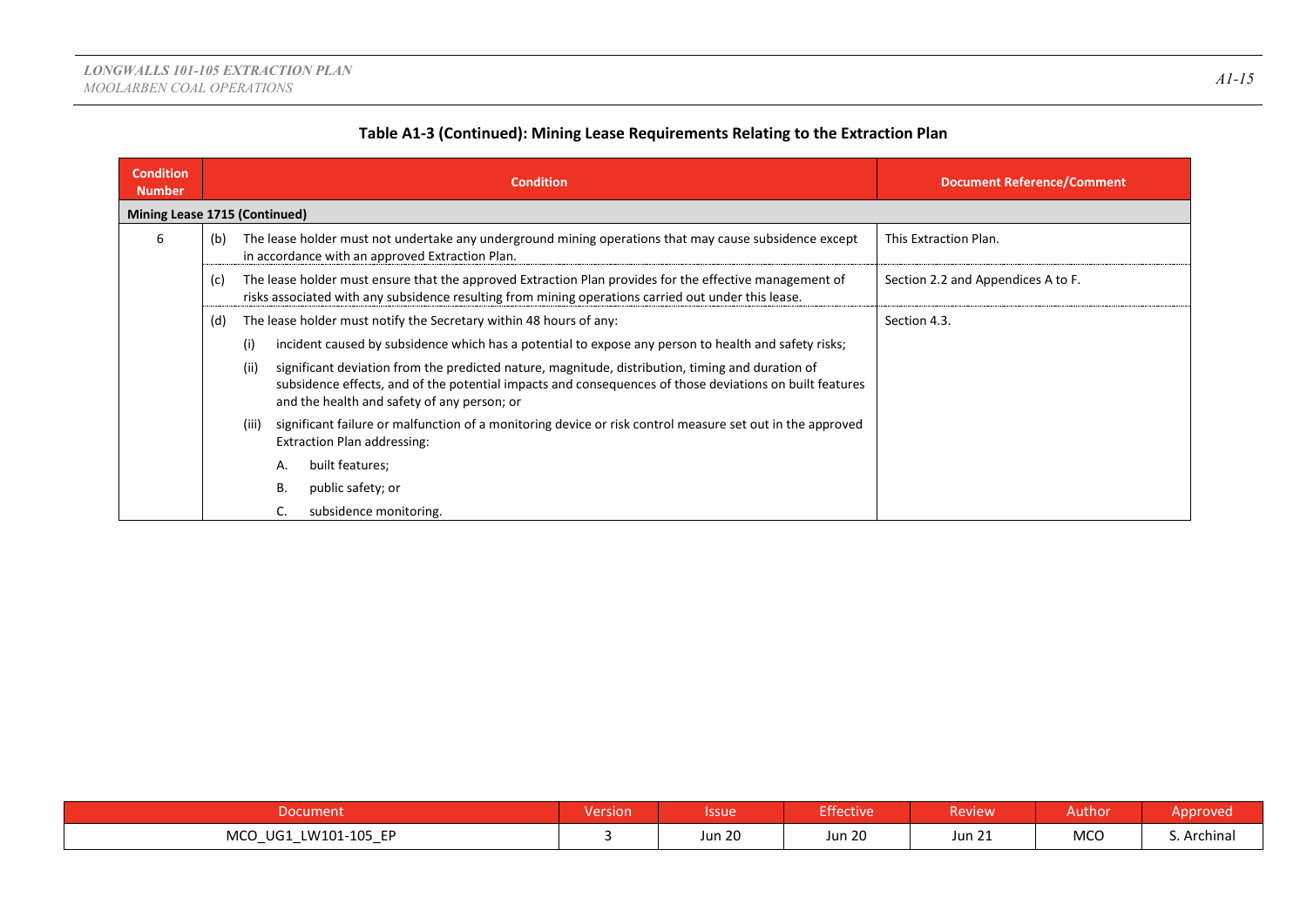**Table A1-3 (Continued): Mining Lease Requirements Relating to the Extraction Plan**

| Condition Number | Condition | Document Reference/Comment |
| --- | --- | --- |
| **Mining Lease 1715 (Continued)** | | |
| 6 | (b) The lease holder must not undertake any underground mining operations that may cause subsidence except in accordance with an approved Extraction Plan. | This Extraction Plan. |
| | (c) The lease holder must ensure that the approved Extraction Plan provides for the effective management of risks associated with any subsidence resulting from mining operations carried out under this lease. | Section 2.2 and Appendices A to F. |
| | (d) The lease holder must notify the Secretary within 48 hours of any:<br>(i) incident caused by subsidence which has a potential to expose any person to health and safety risks;<br>(ii) significant deviation from the predicted nature, magnitude, distribution, timing and duration of subsidence effects, and of the potential impacts and consequences of those deviations on built features and the health and safety of any person; or<br>(iii) significant failure or malfunction of a monitoring device or risk control measure set out in the approved Extraction Plan addressing:<br>A. built features;<br>B. public safety; or<br>C. subsidence monitoring. | Section 4.3. |